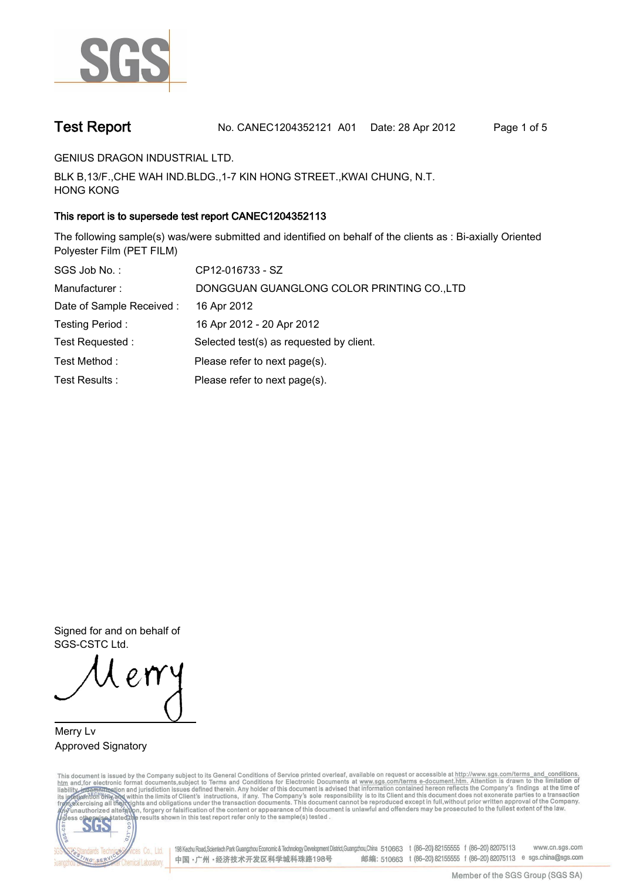# Test Report

No. CANEC1204352121 A01 Date: 28 Apr 2012

GENIUS DRAGON INDUSTRIAL LTD.

BLK B,13/F.,CHE WAH IND.BLDG.,1-7 KIN HONG STREET.,KWAI CHUNG, N.T.
HONG KONG

**This report is to supersede test report CANEC1204352113**

The following sample(s) was/were submitted and identified on behalf of the clients as : Bi-axially Oriented Polyester Film (PET FILM)

| | |
|---|---|
| SGS Job No. : | CP12-016733 - SZ |
| Manufacturer : | DONGGUAN GUANGLONG COLOR PRINTING CO.,LTD |
| Date of Sample Received : | 16 Apr 2012 |
| Testing Period : | 16 Apr 2012 - 20 Apr 2012 |
| Test Requested : | Selected test(s) as requested by client. |
| Test Method : | Please refer to next page(s). |
| Test Results : | Please refer to next page(s). |

Signed for and on behalf of
SGS-CSTC Ltd.

Merry Lv
Approved Signatory

This document is issued by the Company subject to its General Conditions of Service printed overleaf, available on request or accessible at http://www.sgs.com/terms_and_conditions.htm and,for electronic format documents,subject to Terms and Conditions for Electronic Documents at www.sgs.com/terms_e-document.htm. Attention is drawn to the limitation of liability, indemnification and jurisdiction issues defined therein. Any holder of this document is advised that information contained hereon reflects the Company's findings at the time of its intervention only and within the limits of Client's instructions, if any. The Company's sole responsibility is to its Client and this document does not exonerate parties to a transaction from exercising all their rights and obligations under the transaction documents. This document cannot be reproduced except in full,without prior written approval of the Company. Any unauthorized alteration, forgery or falsification of the content or appearance of this document is unlawful and offenders may be prosecuted to the fullest extent of the law. Unless otherwise stated the results shown in this test report refer only to the sample(s) tested .

198 Kezhu Road,Scientech Park Guangzhou Economic & Technology Development District,Guangzhou,China 510663 t (86-20) 82155555 f (86-20) 82075113 www.cn.sgs.com
中国・广州・经济技术开发区科学城科珠路198号 邮编: 510663 t (86-20) 82155555 f (86-20) 82075113 e sgs.china@sgs.com

Member of the SGS Group (SGS SA)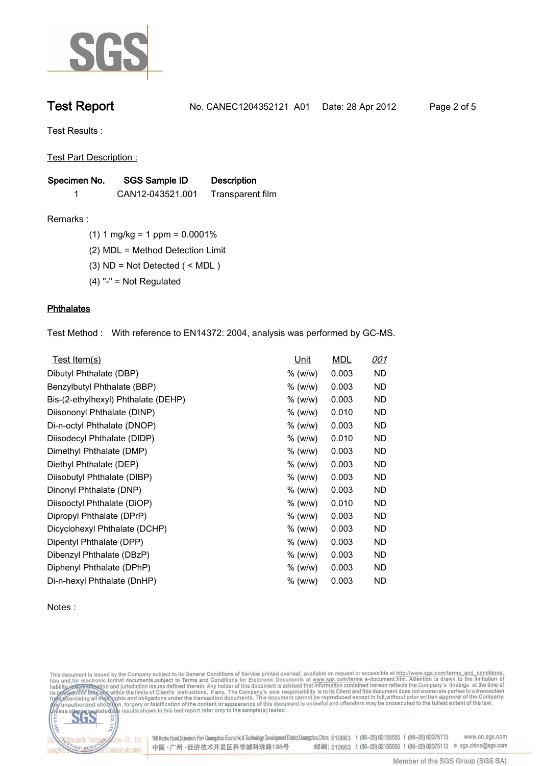# Test Report

No. CANEC1204352121 A01 Date: 28 Apr 2012

Test Results :

Test Part Description :

| Specimen No. | SGS Sample ID | Description |
|---|---|---|
| 1 | CAN12-043521.001 | Transparent film |

Remarks :

(1) 1 mg/kg = 1 ppm = 0.0001%

(2) MDL = Method Detection Limit

(3) ND = Not Detected ( < MDL )

(4) "-" = Not Regulated

## Phthalates

Test Method : With reference to EN14372: 2004, analysis was performed by GC-MS.

| Test Item(s) | Unit | MDL | *001* |
|---|---|---|---|
| Dibutyl Phthalate (DBP) | % (w/w) | 0.003 | ND |
| Benzylbutyl Phthalate (BBP) | % (w/w) | 0.003 | ND |
| Bis-(2-ethylhexyl) Phthalate (DEHP) | % (w/w) | 0.003 | ND |
| Diisononyl Phthalate (DINP) | % (w/w) | 0.010 | ND |
| Di-n-octyl Phthalate (DNOP) | % (w/w) | 0.003 | ND |
| Diisodecyl Phthalate (DIDP) | % (w/w) | 0.010 | ND |
| Dimethyl Phthalate (DMP) | % (w/w) | 0.003 | ND |
| Diethyl Phthalate (DEP) | % (w/w) | 0.003 | ND |
| Diisobutyl Phthalate (DIBP) | % (w/w) | 0.003 | ND |
| Dinonyl Phthalate (DNP) | % (w/w) | 0.003 | ND |
| Diisooctyl Phthalate (DiOP) | % (w/w) | 0.010 | ND |
| Dipropyl Phthalate (DPrP) | % (w/w) | 0.003 | ND |
| Dicyclohexyl Phthalate (DCHP) | % (w/w) | 0.003 | ND |
| Dipentyl Phthalate (DPP) | % (w/w) | 0.003 | ND |
| Dibenzyl Phthalate (DBzP) | % (w/w) | 0.003 | ND |
| Diphenyl Phthalate (DPhP) | % (w/w) | 0.003 | ND |
| Di-n-hexyl Phthalate (DnHP) | % (w/w) | 0.003 | ND |

Notes :

This document is issued by the Company subject to its General Conditions of Service printed overleaf, available on request or accessible at http://www.sgs.com/terms_and_conditions.htm and,for electronic format documents,subject to Terms and Conditions for Electronic Documents at www.sgs.com/terms_e-document.htm. Attention is drawn to the limitation of liability, indemnification and jurisdiction issues defined therein. Any holder of this document is advised that information contained hereon reflects the Company's findings at the time of its intervention only and within the limits of Client's instructions, if any. The Company's sole responsibility is to its Client and this document does not exonerate parties to a transaction from exercising all their rights and obligations under the transaction documents. This document cannot be reproduced except in full,without prior written approval of the Company. Any unauthorized alteration, forgery or falsification of the content or appearance of this document is unlawful and offenders may be prosecuted to the fullest extent of the law. Unless otherwise stated the results shown in this test report refer only to the sample(s) tested .

198 Kezhu Road,Scientech Park Guangzhou Economic & Technology Development District,Guangzhou,China 510663 t (86–20) 82155555 f (86–20) 82075113 www.cn.sgs.com

中国・广州・经济技术开发区科学城科珠路198号 邮编: 510663 t (86–20) 82155555 f (86–20) 82075113 e sgs.china@sgs.com

Member of the SGS Group (SGS SA)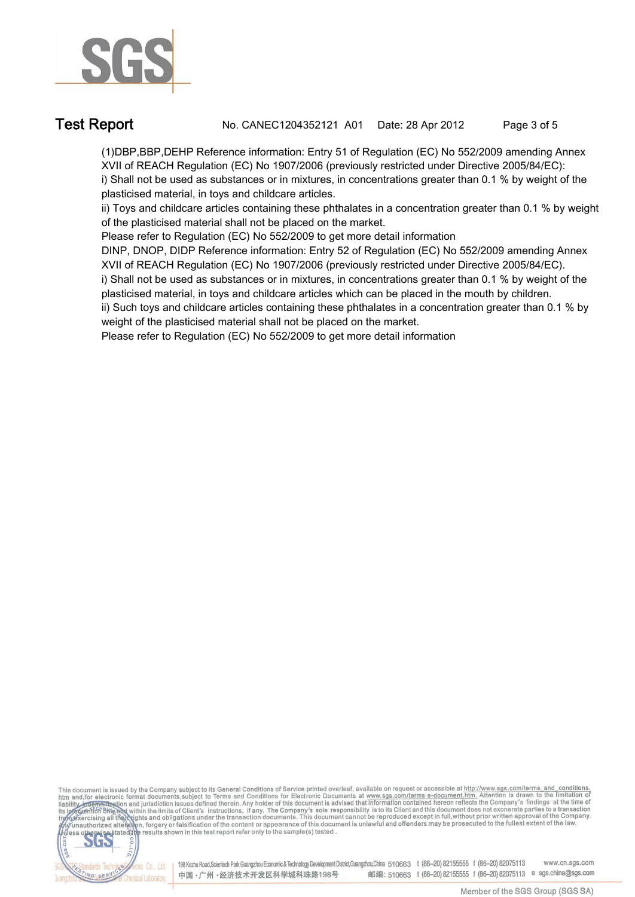(1)DBP,BBP,DEHP Reference information: Entry 51 of Regulation (EC) No 552/2009 amending Annex XVII of REACH Regulation (EC) No 1907/2006 (previously restricted under Directive 2005/84/EC):

i) Shall not be used as substances or in mixtures, in concentrations greater than 0.1 % by weight of the plasticised material, in toys and childcare articles.

ii) Toys and childcare articles containing these phthalates in a concentration greater than 0.1 % by weight of the plasticised material shall not be placed on the market.

Please refer to Regulation (EC) No 552/2009 to get more detail information

DINP, DNOP, DIDP Reference information: Entry 52 of Regulation (EC) No 552/2009 amending Annex XVII of REACH Regulation (EC) No 1907/2006 (previously restricted under Directive 2005/84/EC).

i) Shall not be used as substances or in mixtures, in concentrations greater than 0.1 % by weight of the plasticised material, in toys and childcare articles which can be placed in the mouth by children.

ii) Such toys and childcare articles containing these phthalates in a concentration greater than 0.1 % by weight of the plasticised material shall not be placed on the market.

Please refer to Regulation (EC) No 552/2009 to get more detail information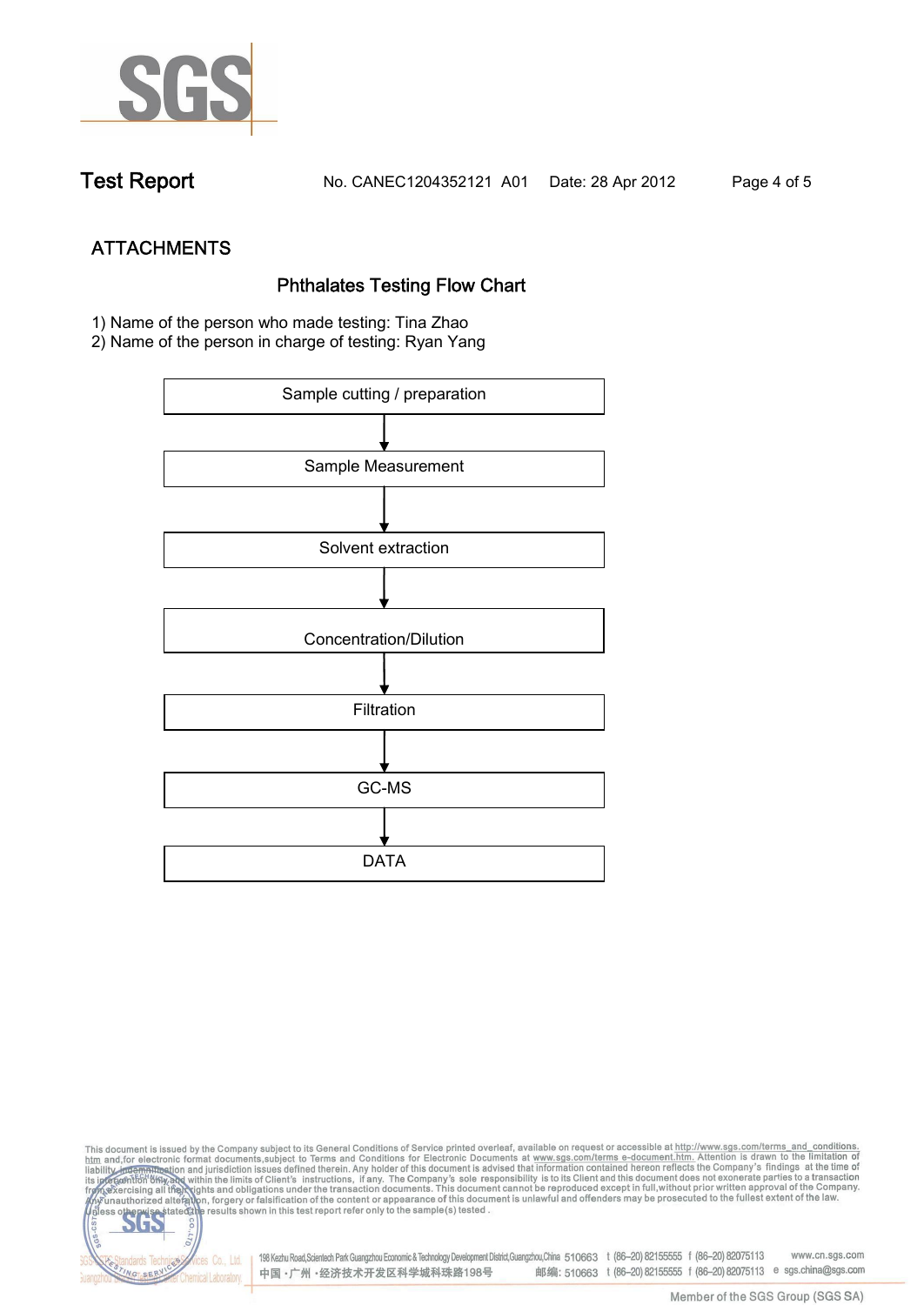Test Report No. CANEC1204352121 A01 Date: 28 Apr 2012

## ATTACHMENTS

### Phthalates Testing Flow Chart

1) Name of the person who made testing: Tina Zhao
2) Name of the person in charge of testing: Ryan Yang

Sample cutting / preparation

↓

Sample Measurement

↓

Solvent extraction

↓

Concentration/Dilution

↓

Filtration

↓

GC-MS

↓

DATA

This document is issued by the Company subject to its General Conditions of Service printed overleaf, available on request or accessible at http://www.sgs.com/terms_and_conditions.htm and,for electronic format documents,subject to Terms and Conditions for Electronic Documents at www.sgs.com/terms_e-document.htm. Attention is drawn to the limitation of liability, indemnification and jurisdiction issues defined therein. Any holder of this document is advised that information contained hereon reflects the Company's findings at the time of its intervention only and within the limits of Client's instructions, if any. The Company's sole responsibility is to its Client and this document does not exonerate parties to a transaction from exercising all their rights and obligations under the transaction documents. This document cannot be reproduced except in full,without prior written approval of the Company. Any unauthorized alteration, forgery or falsification of the content or appearance of this document is unlawful and offenders may be prosecuted to the fullest extent of the law. Unless otherwise stated the results shown in this test report refer only to the sample(s) tested .

SGS-CSTC Standards Technical Services Co., Ltd. Guangzhou Branch Chemical Laboratory.

198 Kezhu Road,Scientech Park Guangzhou Economic & Technology Development District,Guangzhou,China 510663 t (86-20) 82155555 f (86-20) 82075113 www.cn.sgs.com
中国 · 广州 · 经济技术开发区科学城科珠路198号 邮编: 510663 t (86-20) 82155555 f (86-20) 82075113 e sgs.china@sgs.com

Member of the SGS Group (SGS SA)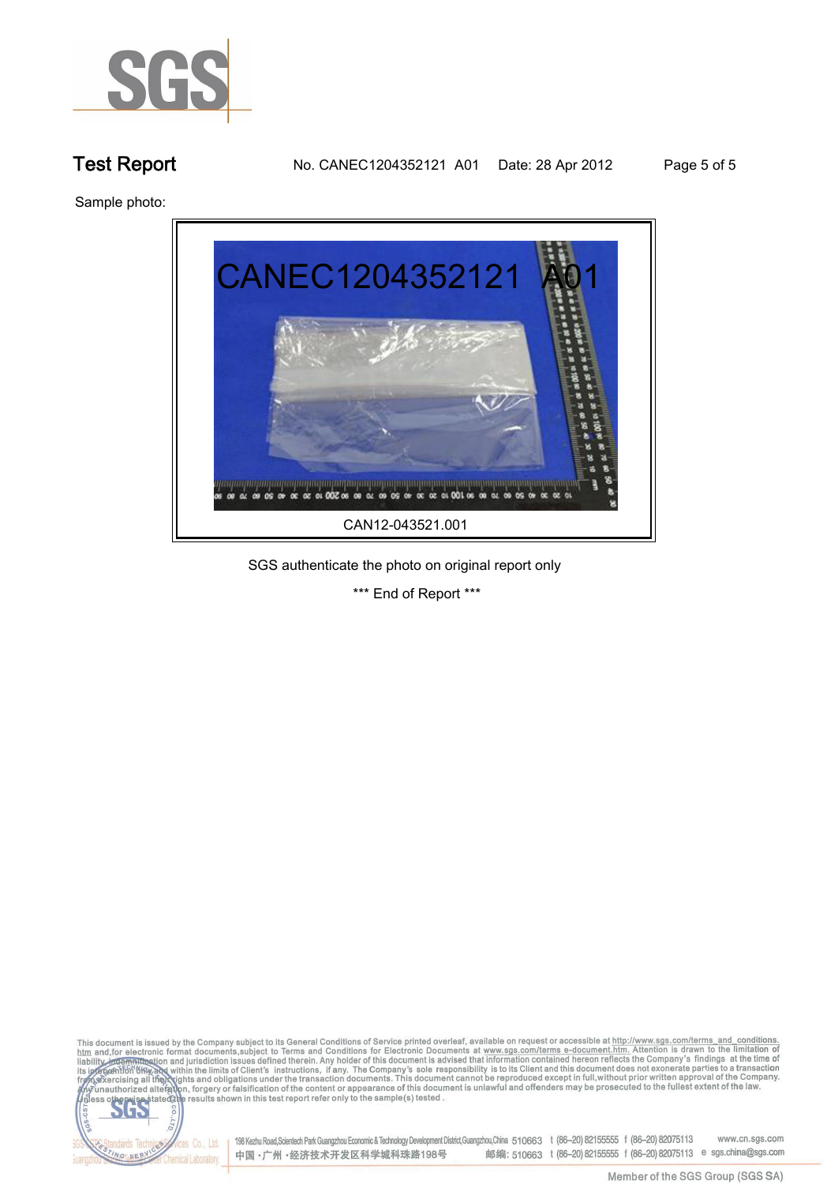Sample photo:

CAN12-043521.001

SGS authenticate the photo on original report only

*** End of Report ***

This document is issued by the Company subject to its General Conditions of Service printed overleaf, available on request or accessible at http://www.sgs.com/terms_and_conditions.htm and,for electronic format documents,subject to Terms and Conditions for Electronic Documents at www.sgs.com/terms_e-document.htm. Attention is drawn to the limitation of liability, indemnification and jurisdiction issues defined therein. Any holder of this document is advised that information contained hereon reflects the Company's findings at the time of its intervention only and within the limits of Client's instructions, if any. The Company's sole responsibility is to its Client and this document does not exonerate parties to a transaction from exercising all their rights and obligations under the transaction documents. This document cannot be reproduced except in full,without prior written approval of the Company. Any unauthorized alteration, forgery or falsification of the content or appearance of this document is unlawful and offenders may be prosecuted to the fullest extent of the law. Unless otherwise stated the results shown in this test report refer only to the sample(s) tested .

SGS-CSTC Standards Technical Services Co., Ltd. Guangzhou Branch Testing Center Chemical Laboratory

198 Kezhu Road,Scientech Park Guangzhou Economic & Technology Development District,Guangzhou,China 510663 t (86–20) 82155555 f (86–20) 82075113 www.cn.sgs.com

中国 · 广州 · 经济技术开发区科学城科珠路198号 邮编: 510663 t (86–20) 82155555 f (86–20) 82075113 e sgs.china@sgs.com

Member of the SGS Group (SGS SA)